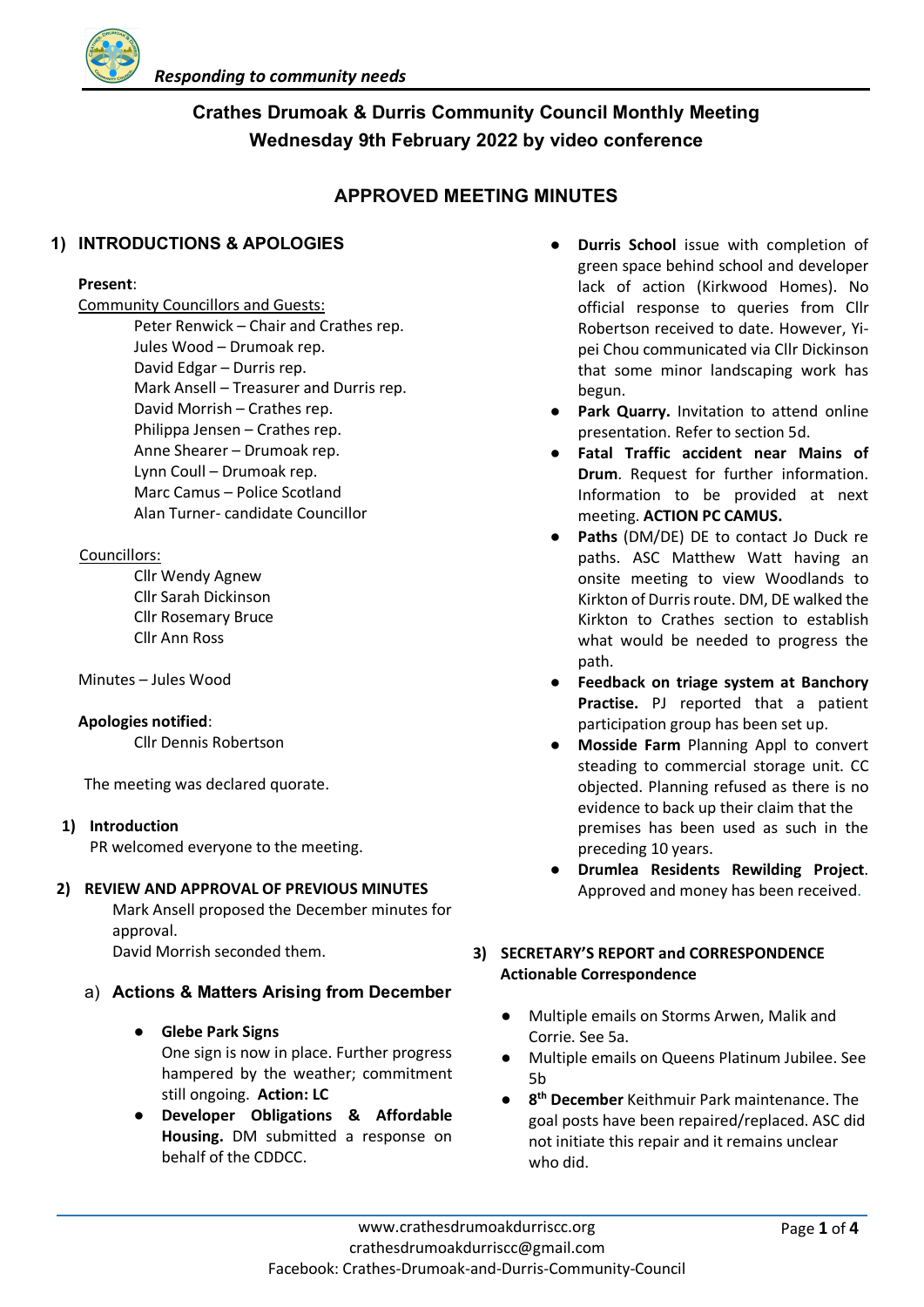*Responding to community needs*

# Crathes Drumoak & Durris Community Council Monthly Meeting
# Wednesday 9th February 2022 by video conference

## APPROVED MEETING MINUTES

## 1) INTRODUCTIONS & APOLOGIES

**Present**:

Community Councillors and Guests:

- Peter Renwick – Chair and Crathes rep.
- Jules Wood – Drumoak rep.
- David Edgar – Durris rep.
- Mark Ansell – Treasurer and Durris rep.
- David Morrish – Crathes rep.
- Philippa Jensen – Crathes rep.
- Anne Shearer – Drumoak rep.
- Lynn Coull – Drumoak rep.
- Marc Camus – Police Scotland
- Alan Turner- candidate Councillor

Councillors:

- Cllr Wendy Agnew
- Cllr Sarah Dickinson
- Cllr Rosemary Bruce
- Cllr Ann Ross

Minutes – Jules Wood

**Apologies notified**:

- Cllr Dennis Robertson

The meeting was declared quorate.

**1) Introduction**

PR welcomed everyone to the meeting.

**2) REVIEW AND APPROVAL OF PREVIOUS MINUTES**

Mark Ansell proposed the December minutes for approval.
David Morrish seconded them.

### a) Actions & Matters Arising from December

- **Glebe Park Signs**
  One sign is now in place. Further progress hampered by the weather; commitment still ongoing. **Action: LC**
- **Developer Obligations & Affordable Housing.** DM submitted a response on behalf of the CDDCC.
- **Durris School** issue with completion of green space behind school and developer lack of action (Kirkwood Homes). No official response to queries from Cllr Robertson received to date. However, Yi-pei Chou communicated via Cllr Dickinson that some minor landscaping work has begun.
- **Park Quarry.** Invitation to attend online presentation. Refer to section 5d.
- **Fatal Traffic accident near Mains of Drum**. Request for further information. Information to be provided at next meeting. **ACTION PC CAMUS.**
- **Paths** (DM/DE) DE to contact Jo Duck re paths. ASC Matthew Watt having an onsite meeting to view Woodlands to Kirkton of Durris route. DM, DE walked the Kirkton to Crathes section to establish what would be needed to progress the path.
- **Feedback on triage system at Banchory Practise.** PJ reported that a patient participation group has been set up.
- **Mosside Farm** Planning Appl to convert steading to commercial storage unit. CC objected. Planning refused as there is no evidence to back up their claim that the premises has been used as such in the preceding 10 years.
- **Drumlea Residents Rewilding Project**. Approved and money has been received.

**3) SECRETARY'S REPORT and CORRESPONDENCE**
**Actionable Correspondence**

- Multiple emails on Storms Arwen, Malik and Corrie. See 5a.
- Multiple emails on Queens Platinum Jubilee. See 5b
- **8th December** Keithmuir Park maintenance. The goal posts have been repaired/replaced. ASC did not initiate this repair and it remains unclear who did.

www.crathesdrumoakdurriscc.org
crathesdrumoakdurriscc@gmail.com
Facebook: Crathes-Drumoak-and-Durris-Community-Council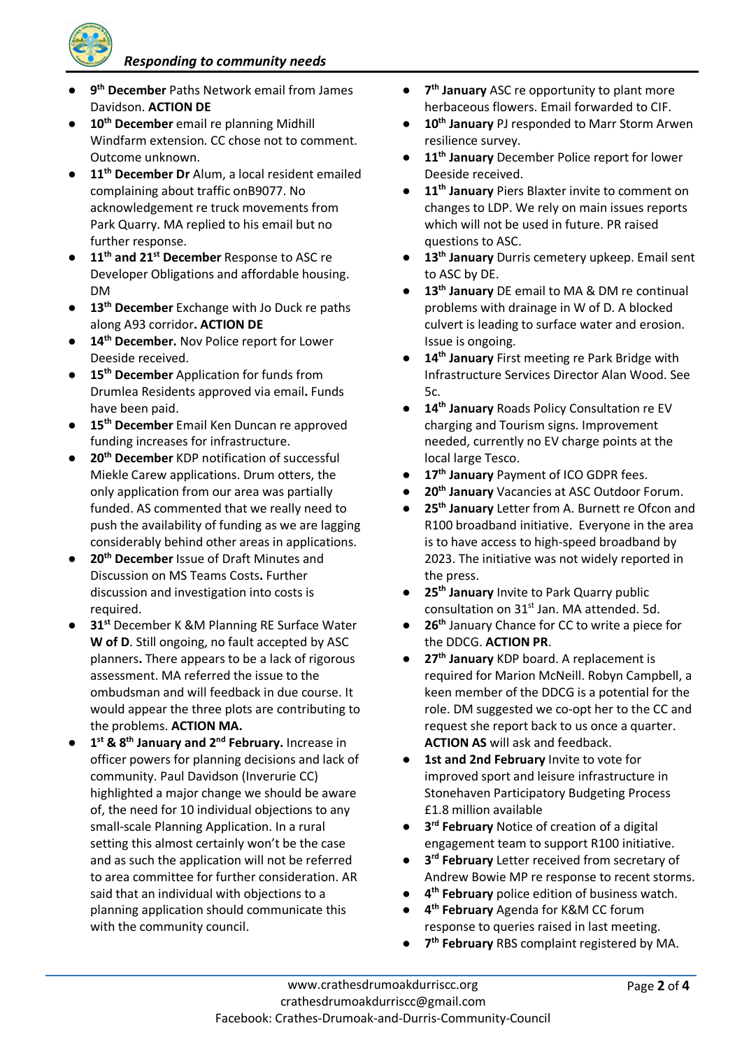- **9th December** Paths Network email from James Davidson. **ACTION DE**
- **10th December** email re planning Midhill Windfarm extension. CC chose not to comment. Outcome unknown.
- **11th December Dr** Alum, a local resident emailed complaining about traffic onB9077. No acknowledgement re truck movements from Park Quarry. MA replied to his email but no further response.
- **11th and 21st December** Response to ASC re Developer Obligations and affordable housing. DM
- **13th December** Exchange with Jo Duck re paths along A93 corridor**. ACTION DE**
- **14th December.** Nov Police report for Lower Deeside received.
- **15th December** Application for funds from Drumlea Residents approved via email**.** Funds have been paid.
- **15th December** Email Ken Duncan re approved funding increases for infrastructure.
- **20th December** KDP notification of successful Miekle Carew applications. Drum otters, the only application from our area was partially funded. AS commented that we really need to push the availability of funding as we are lagging considerably behind other areas in applications.
- **20th December** Issue of Draft Minutes and Discussion on MS Teams Costs**.** Further discussion and investigation into costs is required.
- **31st** December K &M Planning RE Surface Water **W of D**. Still ongoing, no fault accepted by ASC planners**.** There appears to be a lack of rigorous assessment. MA referred the issue to the ombudsman and will feedback in due course. It would appear the three plots are contributing to the problems. **ACTION MA.**
- **1st & 8th January and 2nd February.** Increase in officer powers for planning decisions and lack of community. Paul Davidson (Inverurie CC) highlighted a major change we should be aware of, the need for 10 individual objections to any small-scale Planning Application. In a rural setting this almost certainly won't be the case and as such the application will not be referred to area committee for further consideration. AR said that an individual with objections to a planning application should communicate this with the community council.
- **7th January** ASC re opportunity to plant more herbaceous flowers. Email forwarded to CIF.
- **10th January** PJ responded to Marr Storm Arwen resilience survey.
- **11th January** December Police report for lower Deeside received.
- **11th January** Piers Blaxter invite to comment on changes to LDP. We rely on main issues reports which will not be used in future. PR raised questions to ASC.
- **13th January** Durris cemetery upkeep. Email sent to ASC by DE.
- **13th January** DE email to MA & DM re continual problems with drainage in W of D. A blocked culvert is leading to surface water and erosion. Issue is ongoing.
- **14th January** First meeting re Park Bridge with Infrastructure Services Director Alan Wood. See 5c.
- **14th January** Roads Policy Consultation re EV charging and Tourism signs. Improvement needed, currently no EV charge points at the local large Tesco.
- **17th January** Payment of ICO GDPR fees.
- **20th January** Vacancies at ASC Outdoor Forum.
- **25th January** Letter from A. Burnett re Ofcon and R100 broadband initiative. Everyone in the area is to have access to high-speed broadband by 2023. The initiative was not widely reported in the press.
- **25th January** Invite to Park Quarry public consultation on 31st Jan. MA attended. 5d.
- **26th** January Chance for CC to write a piece for the DDCG. **ACTION PR**.
- **27th January** KDP board. A replacement is required for Marion McNeill. Robyn Campbell, a keen member of the DDCG is a potential for the role. DM suggested we co-opt her to the CC and request she report back to us once a quarter. **ACTION AS** will ask and feedback.
- **1st and 2nd February** Invite to vote for improved sport and leisure infrastructure in Stonehaven Participatory Budgeting Process £1.8 million available
- **3rd February** Notice of creation of a digital engagement team to support R100 initiative.
- **3rd February** Letter received from secretary of Andrew Bowie MP re response to recent storms.
- **4th February** police edition of business watch.
- **4th February** Agenda for K&M CC forum response to queries raised in last meeting.
- **7th February** RBS complaint registered by MA.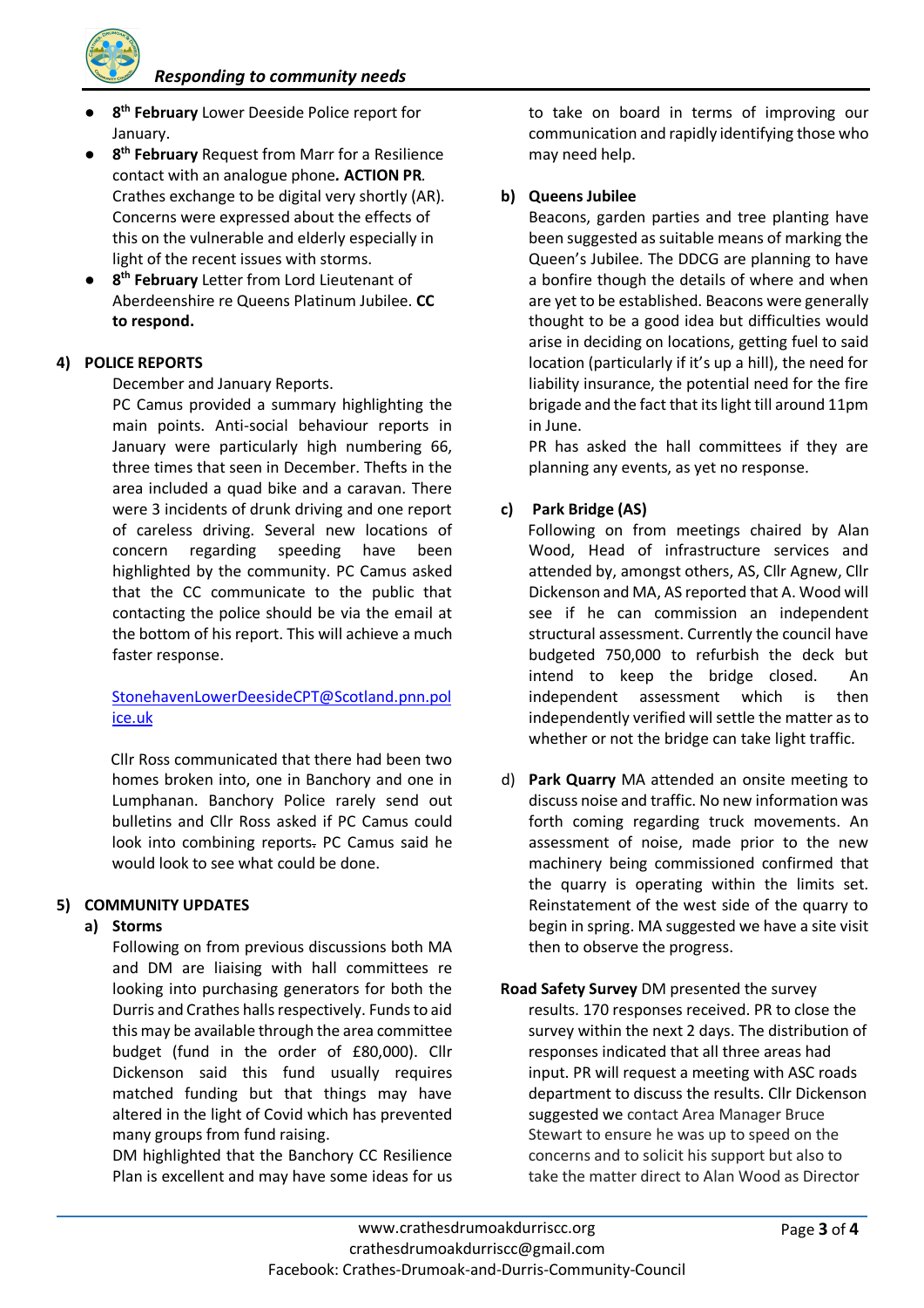- **8th February** Lower Deeside Police report for January.
- **8th February** Request from Marr for a Resilience contact with an analogue phone**. ACTION PR**. Crathes exchange to be digital very shortly (AR). Concerns were expressed about the effects of this on the vulnerable and elderly especially in light of the recent issues with storms.
- **8th February** Letter from Lord Lieutenant of Aberdeenshire re Queens Platinum Jubilee. **CC to respond.**

## 4) POLICE REPORTS

December and January Reports.

PC Camus provided a summary highlighting the main points. Anti-social behaviour reports in January were particularly high numbering 66, three times that seen in December. Thefts in the area included a quad bike and a caravan. There were 3 incidents of drunk driving and one report of careless driving. Several new locations of concern regarding speeding have been highlighted by the community. PC Camus asked that the CC communicate to the public that contacting the police should be via the email at the bottom of his report. This will achieve a much faster response.

StonehavenLowerDeesideCPT@Scotland.pnn.police.uk

Cllr Ross communicated that there had been two homes broken into, one in Banchory and one in Lumphanan. Banchory Police rarely send out bulletins and Cllr Ross asked if PC Camus could look into combining reports. PC Camus said he would look to see what could be done.

## 5) COMMUNITY UPDATES

### a) Storms

Following on from previous discussions both MA and DM are liaising with hall committees re looking into purchasing generators for both the Durris and Crathes halls respectively. Funds to aid this may be available through the area committee budget (fund in the order of £80,000). Cllr Dickenson said this fund usually requires matched funding but that things may have altered in the light of Covid which has prevented many groups from fund raising.

DM highlighted that the Banchory CC Resilience Plan is excellent and may have some ideas for us to take on board in terms of improving our communication and rapidly identifying those who may need help.

### b) Queens Jubilee

Beacons, garden parties and tree planting have been suggested as suitable means of marking the Queen's Jubilee. The DDCG are planning to have a bonfire though the details of where and when are yet to be established. Beacons were generally thought to be a good idea but difficulties would arise in deciding on locations, getting fuel to said location (particularly if it's up a hill), the need for liability insurance, the potential need for the fire brigade and the fact that its light till around 11pm in June.

PR has asked the hall committees if they are planning any events, as yet no response.

### c) Park Bridge (AS)

Following on from meetings chaired by Alan Wood, Head of infrastructure services and attended by, amongst others, AS, Cllr Agnew, Cllr Dickenson and MA, AS reported that A. Wood will see if he can commission an independent structural assessment. Currently the council have budgeted 750,000 to refurbish the deck but intend to keep the bridge closed. An independent assessment which is then independently verified will settle the matter as to whether or not the bridge can take light traffic.

### d) Park Quarry

MA attended an onsite meeting to discuss noise and traffic. No new information was forth coming regarding truck movements. An assessment of noise, made prior to the new machinery being commissioned confirmed that the quarry is operating within the limits set. Reinstatement of the west side of the quarry to begin in spring. MA suggested we have a site visit then to observe the progress.

**Road Safety Survey** DM presented the survey results. 170 responses received. PR to close the survey within the next 2 days. The distribution of responses indicated that all three areas had input. PR will request a meeting with ASC roads department to discuss the results. Cllr Dickenson suggested we contact Area Manager Bruce Stewart to ensure he was up to speed on the concerns and to solicit his support but also to take the matter direct to Alan Wood as Director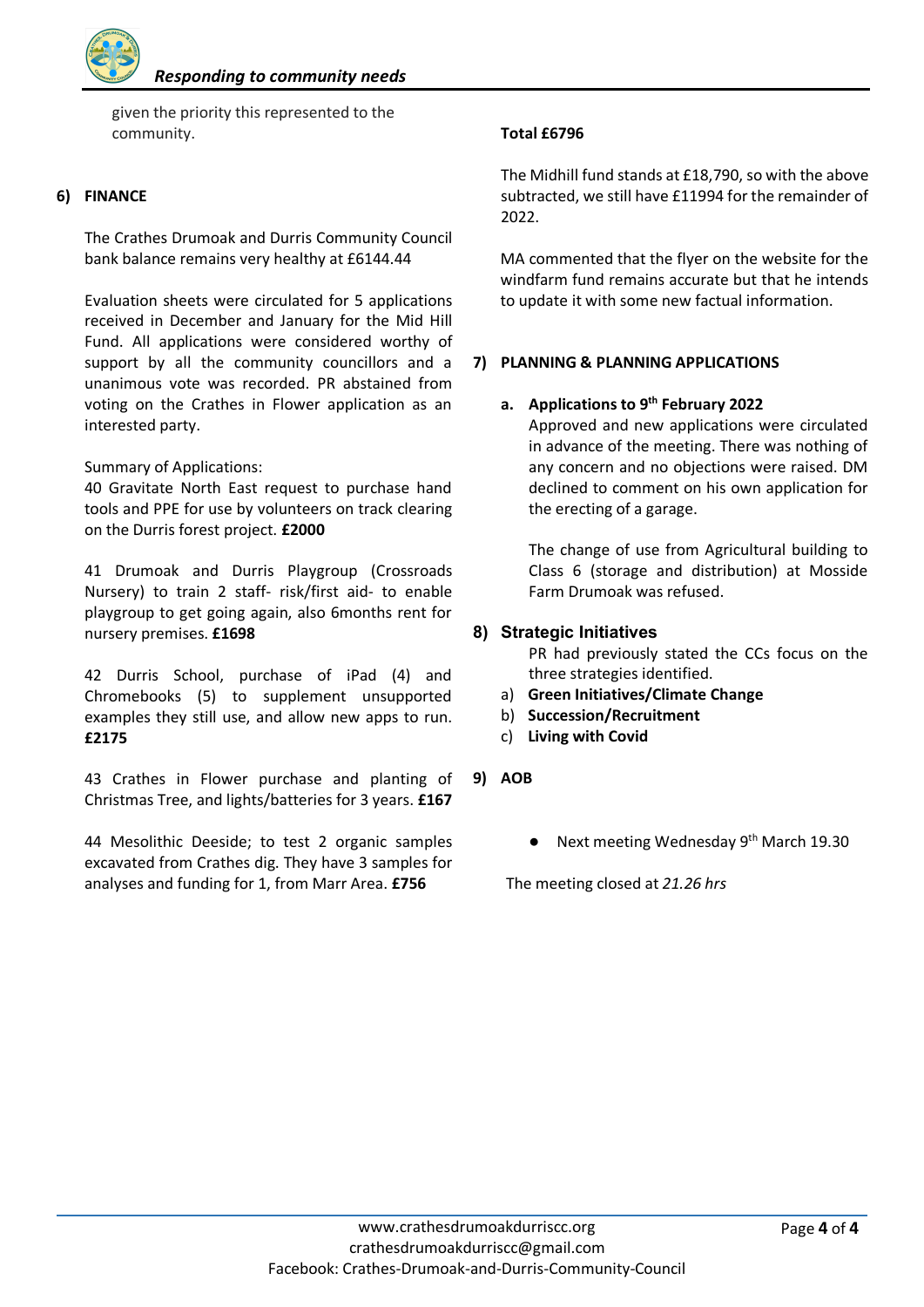given the priority this represented to the community.

## 6) FINANCE

The Crathes Drumoak and Durris Community Council bank balance remains very healthy at £6144.44

Evaluation sheets were circulated for 5 applications received in December and January for the Mid Hill Fund. All applications were considered worthy of support by all the community councillors and a unanimous vote was recorded. PR abstained from voting on the Crathes in Flower application as an interested party.

Summary of Applications:

40 Gravitate North East request to purchase hand tools and PPE for use by volunteers on track clearing on the Durris forest project. **£2000**

41 Drumoak and Durris Playgroup (Crossroads Nursery) to train 2 staff- risk/first aid- to enable playgroup to get going again, also 6months rent for nursery premises. **£1698**

42 Durris School, purchase of iPad (4) and Chromebooks (5) to supplement unsupported examples they still use, and allow new apps to run. **£2175**

43 Crathes in Flower purchase and planting of Christmas Tree, and lights/batteries for 3 years. **£167**

44 Mesolithic Deeside; to test 2 organic samples excavated from Crathes dig. They have 3 samples for analyses and funding for 1, from Marr Area. **£756**

**Total £6796**

The Midhill fund stands at £18,790, so with the above subtracted, we still have £11994 for the remainder of 2022.

MA commented that the flyer on the website for the windfarm fund remains accurate but that he intends to update it with some new factual information.

## 7) PLANNING & PLANNING APPLICATIONS

### a. Applications to 9th February 2022

Approved and new applications were circulated in advance of the meeting. There was nothing of any concern and no objections were raised. DM declined to comment on his own application for the erecting of a garage.

The change of use from Agricultural building to Class 6 (storage and distribution) at Mosside Farm Drumoak was refused.

## 8) Strategic Initiatives

PR had previously stated the CCs focus on the three strategies identified.

a) **Green Initiatives/Climate Change**
b) **Succession/Recruitment**
c) **Living with Covid**

## 9) AOB

- Next meeting Wednesday 9th March 19.30

The meeting closed at *21.26 hrs*